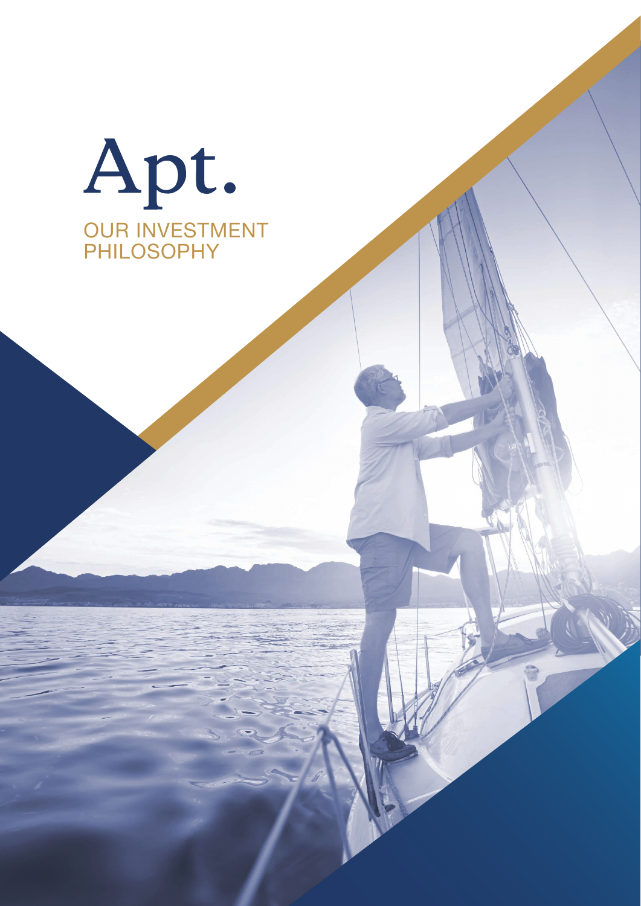# Apt.

## OUR INVESTMENT PHILOSOPHY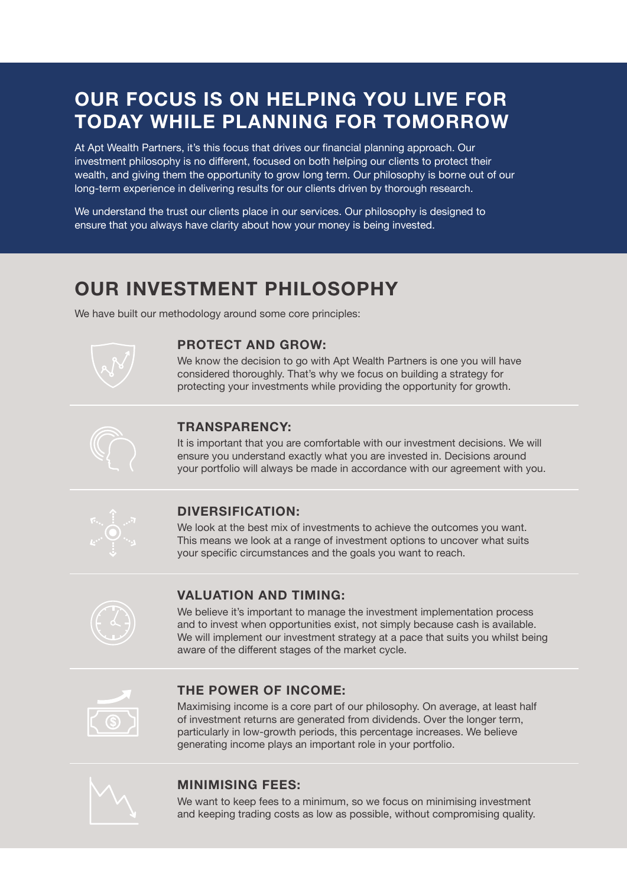## OUR FOCUS IS ON HELPING YOU LIVE FOR TODAY WHILE PLANNING FOR TOMORROW

At Apt Wealth Partners, it's this focus that drives our financial planning approach. Our investment philosophy is no different, focused on both helping our clients to protect their wealth, and giving them the opportunity to grow long term. Our philosophy is borne out of our long-term experience in delivering results for our clients driven by thorough research.

We understand the trust our clients place in our services. Our philosophy is designed to ensure that you always have clarity about how your money is being invested.

## OUR INVESTMENT PHILOSOPHY

We have built our methodology around some core principles:

### PROTECT AND GROW:

We know the decision to go with Apt Wealth Partners is one you will have considered thoroughly. That's why we focus on building a strategy for protecting your investments while providing the opportunity for growth.

### TRANSPARENCY:

It is important that you are comfortable with our investment decisions. We will ensure you understand exactly what you are invested in. Decisions around your portfolio will always be made in accordance with our agreement with you.

### DIVERSIFICATION:

We look at the best mix of investments to achieve the outcomes you want. This means we look at a range of investment options to uncover what suits your specific circumstances and the goals you want to reach.

### VALUATION AND TIMING:

We believe it's important to manage the investment implementation process and to invest when opportunities exist, not simply because cash is available. We will implement our investment strategy at a pace that suits you whilst being aware of the different stages of the market cycle.

### THE POWER OF INCOME:

Maximising income is a core part of our philosophy. On average, at least half of investment returns are generated from dividends. Over the longer term, particularly in low-growth periods, this percentage increases. We believe generating income plays an important role in your portfolio.

### MINIMISING FEES:

We want to keep fees to a minimum, so we focus on minimising investment and keeping trading costs as low as possible, without compromising quality.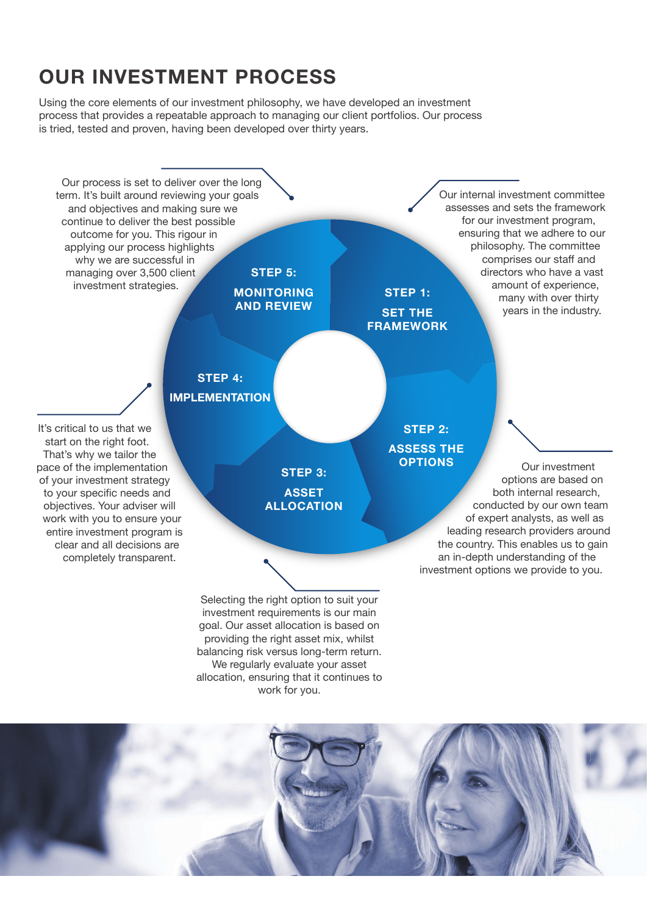# OUR INVESTMENT PROCESS

Using the core elements of our investment philosophy, we have developed an investment process that provides a repeatable approach to managing our client portfolios. Our process is tried, tested and proven, having been developed over thirty years.

**STEP 1: SET THE FRAMEWORK**

Our internal investment committee assesses and sets the framework for our investment program, ensuring that we adhere to our philosophy. The committee comprises our staff and directors who have a vast amount of experience, many with over thirty years in the industry.

**STEP 2: ASSESS THE OPTIONS**

Our investment options are based on both internal research, conducted by our own team of expert analysts, as well as leading research providers around the country. This enables us to gain an in-depth understanding of the investment options we provide to you.

**STEP 3: ASSET ALLOCATION**

Selecting the right option to suit your investment requirements is our main goal. Our asset allocation is based on providing the right asset mix, whilst balancing risk versus long-term return. We regularly evaluate your asset allocation, ensuring that it continues to work for you.

**STEP 4: IMPLEMENTATION**

It's critical to us that we start on the right foot. That's why we tailor the pace of the implementation of your investment strategy to your specific needs and objectives. Your adviser will work with you to ensure your entire investment program is clear and all decisions are completely transparent.

**STEP 5: MONITORING AND REVIEW**

Our process is set to deliver over the long term. It's built around reviewing your goals and objectives and making sure we continue to deliver the best possible outcome for you. This rigour in applying our process highlights why we are successful in managing over 3,500 client investment strategies.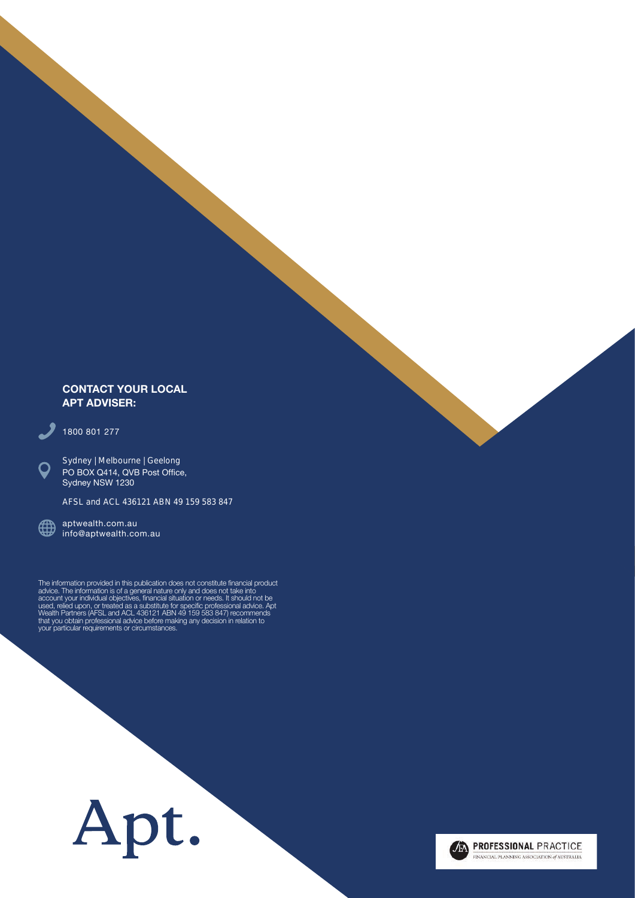## CONTACT YOUR LOCAL APT ADVISER:

1800 801 277

Sydney | Melbourne | Geelong
PO BOX Q414, QVB Post Office,
Sydney NSW 1230

AFSL and ACL 436121 ABN 49 159 583 847

aptwealth.com.au
info@aptwealth.com.au

The information provided in this publication does not constitute financial product advice. The information is of a general nature only and does not take into account your individual objectives, financial situation or needs. It should not be used, relied upon, or treated as a substitute for specific professional advice. Apt Wealth Partners (AFSL and ACL 436121 ABN 49 159 583 847) recommends that you obtain professional advice before making any decision in relation to your particular requirements or circumstances.

Apt.

PROFESSIONAL PRACTICE
FINANCIAL PLANNING ASSOCIATION of AUSTRALIA